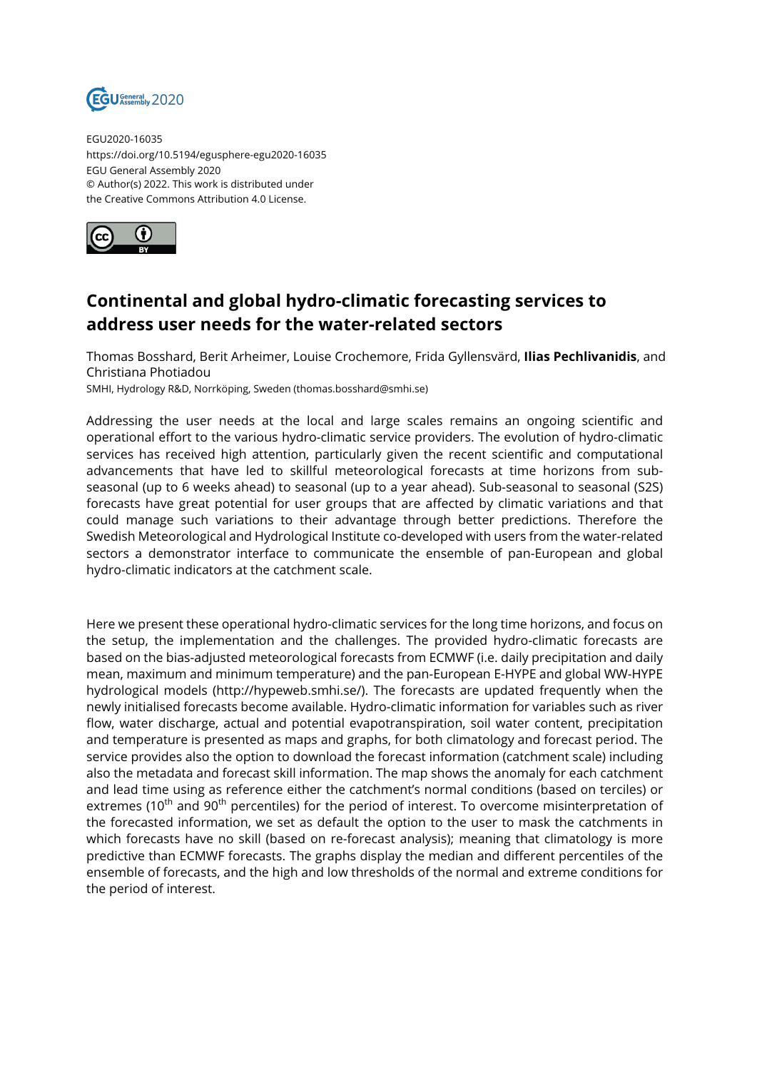EGU2020-16035
https://doi.org/10.5194/egusphere-egu2020-16035
EGU General Assembly 2020
© Author(s) 2022. This work is distributed under
the Creative Commons Attribution 4.0 License.

# Continental and global hydro-climatic forecasting services to address user needs for the water-related sectors

Thomas Bosshard, Berit Arheimer, Louise Crochemore, Frida Gyllensvärd, **Ilias Pechlivanidis**, and Christiana Photiadou

SMHI, Hydrology R&D, Norrköping, Sweden (thomas.bosshard@smhi.se)

Addressing the user needs at the local and large scales remains an ongoing scientific and operational effort to the various hydro-climatic service providers. The evolution of hydro-climatic services has received high attention, particularly given the recent scientific and computational advancements that have led to skillful meteorological forecasts at time horizons from sub-seasonal (up to 6 weeks ahead) to seasonal (up to a year ahead). Sub-seasonal to seasonal (S2S) forecasts have great potential for user groups that are affected by climatic variations and that could manage such variations to their advantage through better predictions. Therefore the Swedish Meteorological and Hydrological Institute co-developed with users from the water-related sectors a demonstrator interface to communicate the ensemble of pan-European and global hydro-climatic indicators at the catchment scale.

Here we present these operational hydro-climatic services for the long time horizons, and focus on the setup, the implementation and the challenges. The provided hydro-climatic forecasts are based on the bias-adjusted meteorological forecasts from ECMWF (i.e. daily precipitation and daily mean, maximum and minimum temperature) and the pan-European E-HYPE and global WW-HYPE hydrological models (http://hypeweb.smhi.se/). The forecasts are updated frequently when the newly initialised forecasts become available. Hydro-climatic information for variables such as river flow, water discharge, actual and potential evapotranspiration, soil water content, precipitation and temperature is presented as maps and graphs, for both climatology and forecast period. The service provides also the option to download the forecast information (catchment scale) including also the metadata and forecast skill information. The map shows the anomaly for each catchment and lead time using as reference either the catchment's normal conditions (based on terciles) or extremes ($10^{th}$ and $90^{th}$ percentiles) for the period of interest. To overcome misinterpretation of the forecasted information, we set as default the option to the user to mask the catchments in which forecasts have no skill (based on re-forecast analysis); meaning that climatology is more predictive than ECMWF forecasts. The graphs display the median and different percentiles of the ensemble of forecasts, and the high and low thresholds of the normal and extreme conditions for the period of interest.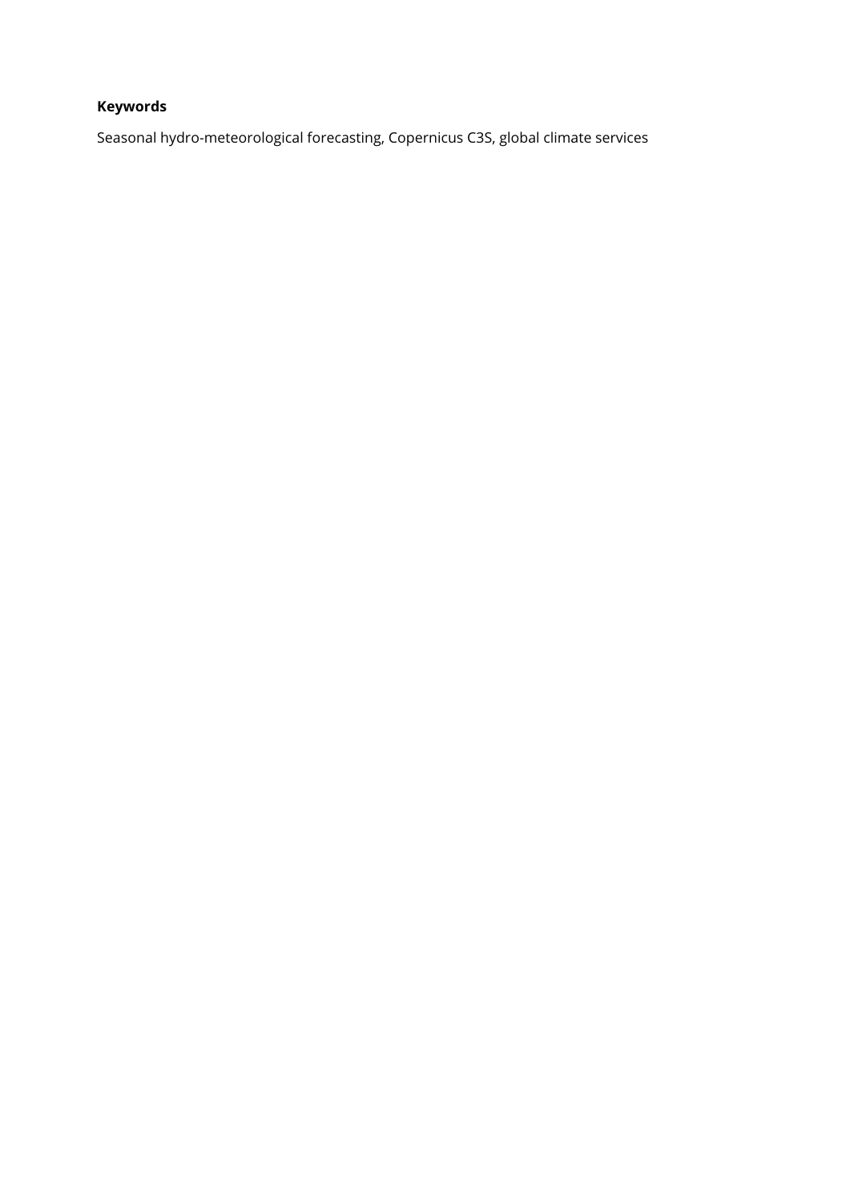**Keywords**

Seasonal hydro-meteorological forecasting, Copernicus C3S, global climate services